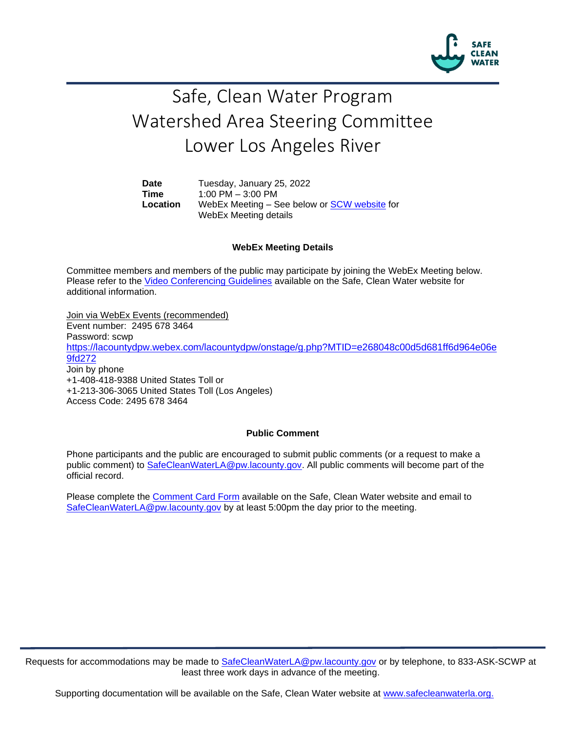SAFE CLEAN WATER

# Safe, Clean Water Program
# Watershed Area Steering Committee
# Lower Los Angeles River

| | |
|---|---|
| **Date** | Tuesday, January 25, 2022 |
| **Time** | 1:00 PM – 3:00 PM |
| **Location** | WebEx Meeting – See below or SCW website for WebEx Meeting details |

**WebEx Meeting Details**

Committee members and members of the public may participate by joining the WebEx Meeting below. Please refer to the Video Conferencing Guidelines available on the Safe, Clean Water website for additional information.

Join via WebEx Events (recommended)
Event number: 2495 678 3464
Password: scwp
https://lacountydpw.webex.com/lacountydpw/onstage/g.php?MTID=e268048c00d5d681ff6d964e06e9fd272
Join by phone
+1-408-418-9388 United States Toll or
+1-213-306-3065 United States Toll (Los Angeles)
Access Code: 2495 678 3464

**Public Comment**

Phone participants and the public are encouraged to submit public comments (or a request to make a public comment) to SafeCleanWaterLA@pw.lacounty.gov. All public comments will become part of the official record.

Please complete the Comment Card Form available on the Safe, Clean Water website and email to SafeCleanWaterLA@pw.lacounty.gov by at least 5:00pm the day prior to the meeting.

Requests for accommodations may be made to SafeCleanWaterLA@pw.lacounty.gov or by telephone, to 833-ASK-SCWP at least three work days in advance of the meeting.

Supporting documentation will be available on the Safe, Clean Water website at www.safecleanwaterla.org.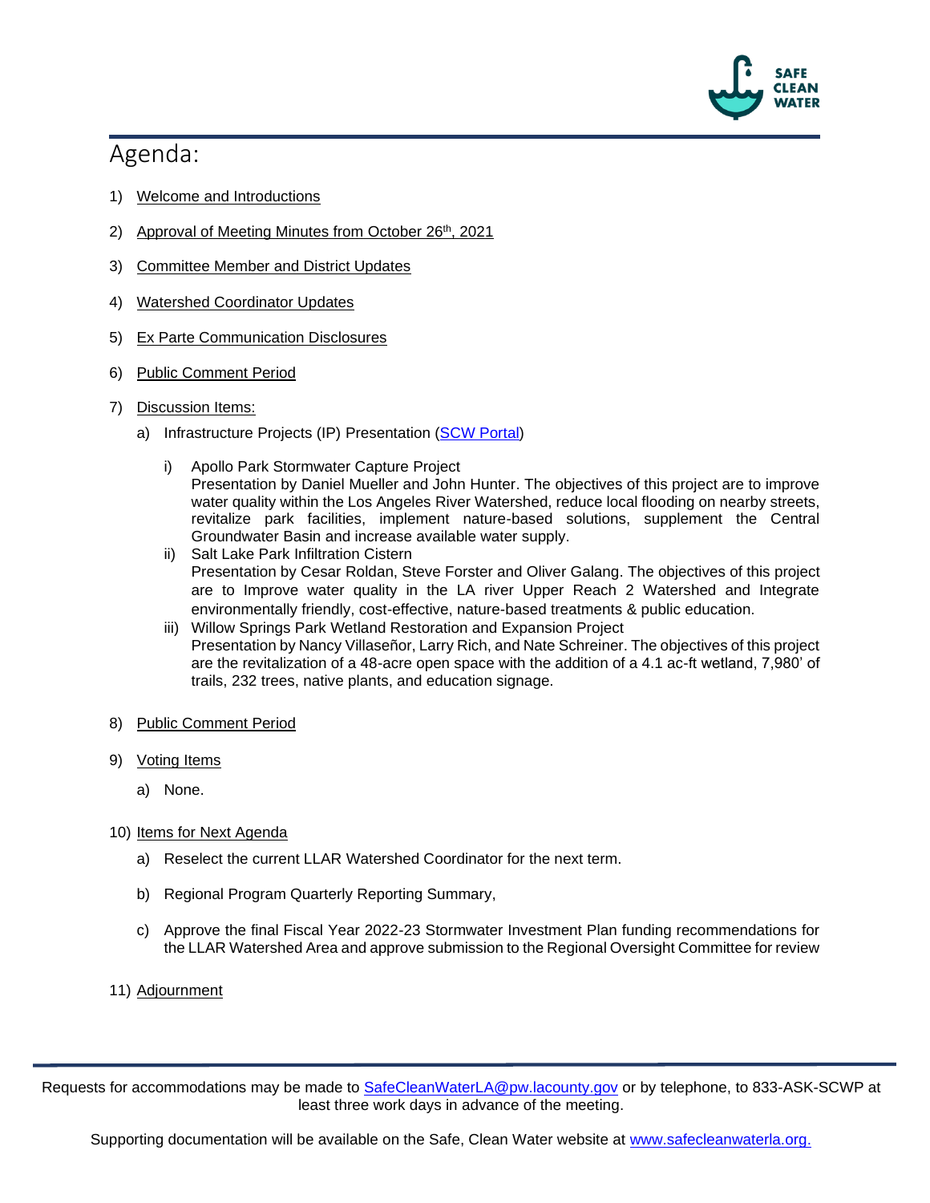# Agenda:

1) Welcome and Introductions
2) Approval of Meeting Minutes from October 26th, 2021
3) Committee Member and District Updates
4) Watershed Coordinator Updates
5) Ex Parte Communication Disclosures
6) Public Comment Period
7) Discussion Items:
   a) Infrastructure Projects (IP) Presentation ([SCW Portal](SCW Portal))
      i) Apollo Park Stormwater Capture Project
         Presentation by Daniel Mueller and John Hunter. The objectives of this project are to improve water quality within the Los Angeles River Watershed, reduce local flooding on nearby streets, revitalize park facilities, implement nature-based solutions, supplement the Central Groundwater Basin and increase available water supply.
      ii) Salt Lake Park Infiltration Cistern
         Presentation by Cesar Roldan, Steve Forster and Oliver Galang. The objectives of this project are to Improve water quality in the LA river Upper Reach 2 Watershed and Integrate environmentally friendly, cost-effective, nature-based treatments & public education.
      iii) Willow Springs Park Wetland Restoration and Expansion Project
         Presentation by Nancy Villaseñor, Larry Rich, and Nate Schreiner. The objectives of this project are the revitalization of a 48-acre open space with the addition of a 4.1 ac-ft wetland, 7,980' of trails, 232 trees, native plants, and education signage.
8) Public Comment Period
9) Voting Items
   a) None.
10) Items for Next Agenda
    a) Reselect the current LLAR Watershed Coordinator for the next term.
    b) Regional Program Quarterly Reporting Summary,
    c) Approve the final Fiscal Year 2022-23 Stormwater Investment Plan funding recommendations for the LLAR Watershed Area and approve submission to the Regional Oversight Committee for review
11) Adjournment

Requests for accommodations may be made to SafeCleanWaterLA@pw.lacounty.gov or by telephone, to 833-ASK-SCWP at least three work days in advance of the meeting.

Supporting documentation will be available on the Safe, Clean Water website at www.safecleanwaterla.org.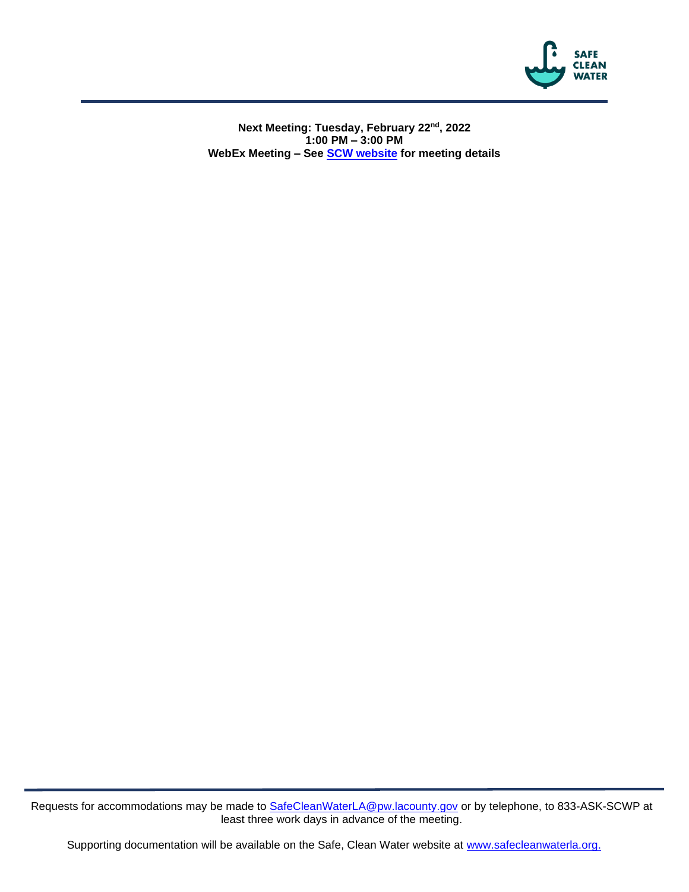**Next Meeting: Tuesday, February 22nd, 2022**
**1:00 PM – 3:00 PM**
**WebEx Meeting – See SCW website for meeting details**

Requests for accommodations may be made to SafeCleanWaterLA@pw.lacounty.gov or by telephone, to 833-ASK-SCWP at least three work days in advance of the meeting.

Supporting documentation will be available on the Safe, Clean Water website at www.safecleanwaterla.org.